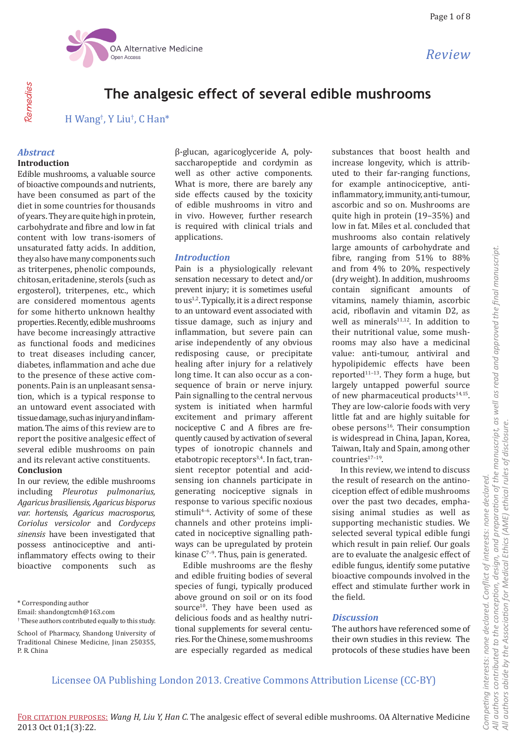Review

# The analgesic effect of several edible mushrooms

H Wang[†], Y Liu[†], C Han*

## Abstract

### Introduction

Edible mushrooms, a valuable source of bioactive compounds and nutrients, have been consumed as part of the diet in some countries for thousands of years. They are quite high in protein, carbohydrate and fibre and low in fat content with low trans-isomers of unsaturated fatty acids. In addition, they also have many components such as triterpenes, phenolic compounds, chitosan, eritadenine, sterols (such as ergosterol), triterpenes, etc., which are considered momentous agents for some hitherto unknown healthy properties. Recently, edible mushrooms have become increasingly attractive as functional foods and medicines to treat diseases including cancer, diabetes, inflammation and ache due to the presence of these active components. Pain is an unpleasant sensation, which is a typical response to an untoward event associated with tissue damage, such as injury and inflammation. The aims of this review are to report the positive analgesic effect of several edible mushrooms on pain and its relevant active constituents.

### Conclusion

In our review, the edible mushrooms including *Pleurotus pulmonarius, Agaricus brasiliensis, Agaricus bisporus var. hortensis, Agaricus macrosporus, Coriolus versicolor* and *Cordyceps sinensis* have been investigated that possess antinociceptive and anti-inflammatory effects owing to their bioactive components such as β-glucan, agaricoglyceride A, polysaccharopeptide and cordymin as well as other active components. What is more, there are barely any side effects caused by the toxicity of edible mushrooms in vitro and in vivo. However, further research is required with clinical trials and applications.

## Introduction

Pain is a physiologically relevant sensation necessary to detect and/or prevent injury; it is sometimes useful to us[1,2]. Typically, it is a direct response to an untoward event associated with tissue damage, such as injury and inflammation, but severe pain can arise independently of any obvious redisposing cause, or precipitate healing after injury for a relatively long time. It can also occur as a consequence of brain or nerve injury. Pain signalling to the central nervous system is initiated when harmful excitement and primary afferent nociceptive C and A fibres are frequently caused by activation of several types of ionotropic channels and etabotropic receptors[3,4]. In fact, transient receptor potential and acid-sensing ion channels participate in generating nociceptive signals in response to various specific noxious stimuli[4–6]. Activity of some of these channels and other proteins implicated in nociceptive signalling pathways can be upregulated by protein kinase C[7–9]. Thus, pain is generated.

Edible mushrooms are the fleshy and edible fruiting bodies of several species of fungi, typically produced above ground on soil or on its food source[10]. They have been used as delicious foods and as healthy nutritional supplements for several centuries. For the Chinese, some mushrooms are especially regarded as medical substances that boost health and increase longevity, which is attributed to their far-ranging functions, for example antinociceptive, anti-inflammatory, immunity, anti-tumour, ascorbic and so on. Mushrooms are quite high in protein (19–35%) and low in fat. Miles et al. concluded that mushrooms also contain relatively large amounts of carbohydrate and fibre, ranging from 51% to 88% and from 4% to 20%, respectively (dry weight). In addition, mushrooms contain significant amounts of vitamins, namely thiamin, ascorbic acid, riboflavin and vitamin D2, as well as minerals[11,12]. In addition to their nutritional value, some mushrooms may also have a medicinal value: anti-tumour, antiviral and hypolipidemic effects have been reported[11–13]. They form a huge, but largely untapped powerful source of new pharmaceutical products[14,15]. They are low-calorie foods with very little fat and are highly suitable for obese persons[16]. Their consumption is widespread in China, Japan, Korea, Taiwan, Italy and Spain, among other countries[17–19].

In this review, we intend to discuss the result of research on the antinociception effect of edible mushrooms over the past two decades, emphasising animal studies as well as supporting mechanistic studies. We selected several typical edible fungi which result in pain relief. Our goals are to evaluate the analgesic effect of edible fungus, identify some putative bioactive compounds involved in the effect and stimulate further work in the field.

## Discussion

The authors have referenced some of their own studies in this review. The protocols of these studies have been

\* Corresponding author
Email: shandongtcmh@163.com
[†] These authors contributed equally to this study.

School of Pharmacy, Shandong University of Traditional Chinese Medicine, Jinan 250355, P. R. China

Licensee OA Publishing London 2013. Creative Commons Attribution License (CC-BY)

For citation purposes: *Wang H, Liu Y, Han C.* The analgesic effect of several edible mushrooms. OA Alternative Medicine 2013 Oct 01;1(3):22.

*Competing interests: none declared. Conflict of interests: none declared. All authors contributed to the conception, design, and preparation of the manuscript, as well as read and approved the final manuscript. All authors abide by the Association for Medical Ethics (AME) ethical rules of disclosure.*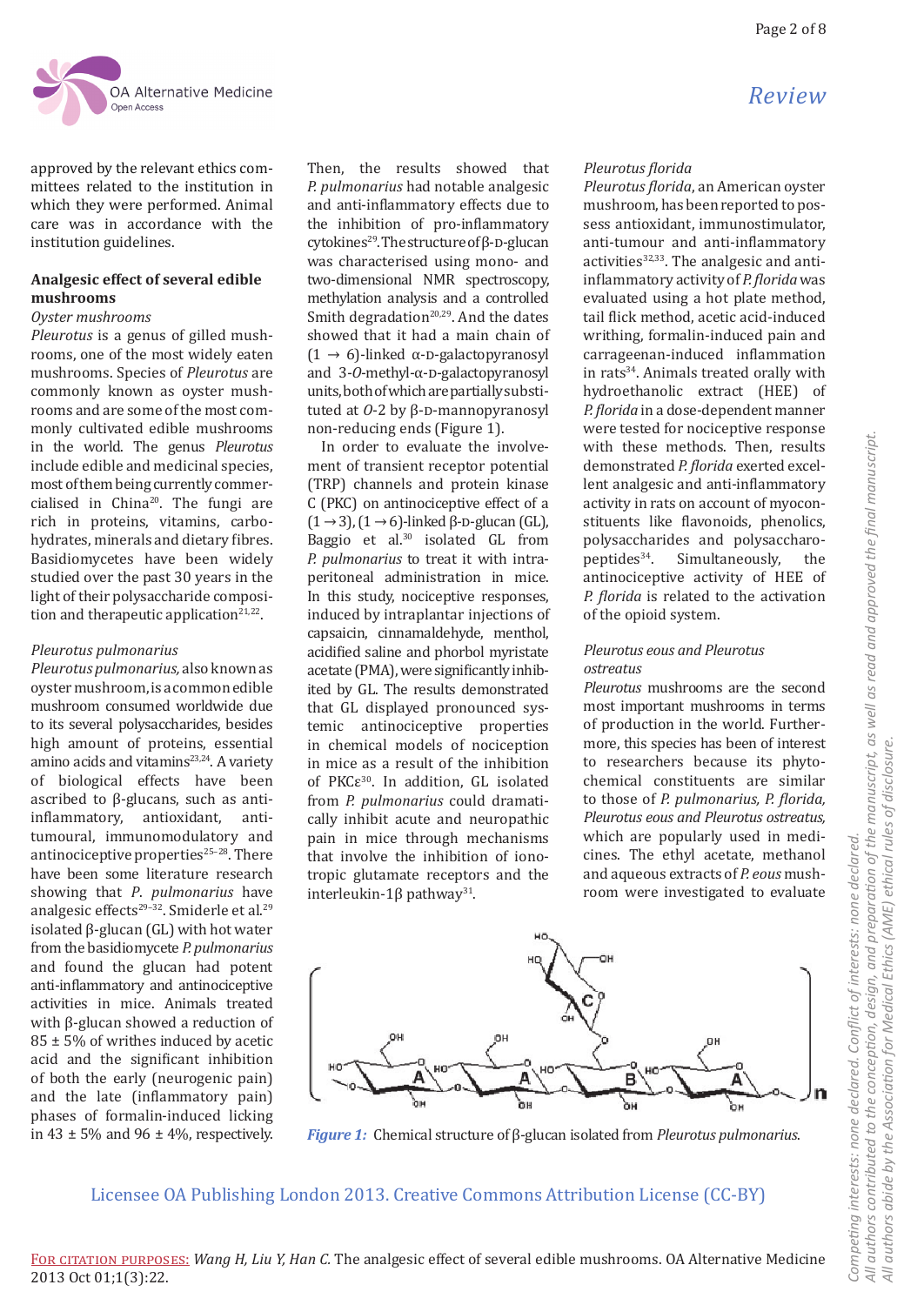approved by the relevant ethics committees related to the institution in which they were performed. Animal care was in accordance with the institution guidelines.

## Analgesic effect of several edible mushrooms

### *Oyster mushrooms*

*Pleurotus* is a genus of gilled mushrooms, one of the most widely eaten mushrooms. Species of *Pleurotus* are commonly known as oyster mushrooms and are some of the most commonly cultivated edible mushrooms in the world. The genus *Pleurotus* include edible and medicinal species, most of them being currently commercialised in China[20]. The fungi are rich in proteins, vitamins, carbohydrates, minerals and dietary fibres. Basidiomycetes have been widely studied over the past 30 years in the light of their polysaccharide composition and therapeutic application[21,22].

### *Pleurotus pulmonarius*

*Pleurotus pulmonarius,* also known as oyster mushroom, is a common edible mushroom consumed worldwide due to its several polysaccharides, besides high amount of proteins, essential amino acids and vitamins[23,24]. A variety of biological effects have been ascribed to β-glucans, such as anti-inflammatory, antioxidant, anti-tumoural, immunomodulatory and antinociceptive properties[25–28]. There have been some literature research showing that *P. pulmonarius* have analgesic effects[29–32]. Smiderle et al.[29] isolated β-glucan (GL) with hot water from the basidiomycete *P. pulmonarius* and found the glucan had potent anti-inflammatory and antinociceptive activities in mice. Animals treated with β-glucan showed a reduction of 85 ± 5% of writhes induced by acetic acid and the significant inhibition of both the early (neurogenic pain) and the late (inflammatory pain) phases of formalin-induced licking in 43 ± 5% and 96 ± 4%, respectively. Then, the results showed that *P. pulmonarius* had notable analgesic and anti-inflammatory effects due to the inhibition of pro-inflammatory cytokines[29]. The structure of β-D-glucan was characterised using mono- and two-dimensional NMR spectroscopy, methylation analysis and a controlled Smith degradation[20,29]. And the dates showed that it had a main chain of (1 → 6)-linked α-D-galactopyranosyl and 3-*O*-methyl-α-D-galactopyranosyl units, both of which are partially substituted at *O*-2 by β-D-mannopyranosyl non-reducing ends (Figure 1).

In order to evaluate the involvement of transient receptor potential (TRP) channels and protein kinase C (PKC) on antinociceptive effect of a (1 → 3), (1 → 6)-linked β-D-glucan (GL), Baggio et al.[30] isolated GL from *P. pulmonarius* to treat it with intraperitoneal administration in mice. In this study, nociceptive responses, induced by intraplantar injections of capsaicin, cinnamaldehyde, menthol, acidified saline and phorbol myristate acetate (PMA), were significantly inhibited by GL. The results demonstrated that GL displayed pronounced systemic antinociceptive properties in chemical models of nociception in mice as a result of the inhibition of PKCε[30]. In addition, GL isolated from *P. pulmonarius* could dramatically inhibit acute and neuropathic pain in mice through mechanisms that involve the inhibition of ionotropic glutamate receptors and the interleukin-1β pathway[31].

### *Pleurotus florida*

*Pleurotus florida*, an American oyster mushroom, has been reported to possess antioxidant, immunostimulator, anti-tumour and anti-inflammatory activities[32,33]. The analgesic and anti-inflammatory activity of *P. florida* was evaluated using a hot plate method, tail flick method, acetic acid-induced writhing, formalin-induced pain and carrageenan-induced inflammation in rats[34]. Animals treated orally with hydroethanolic extract (HEE) of *P. florida* in a dose-dependent manner were tested for nociceptive response with these methods. Then, results demonstrated *P. florida* exerted excellent analgesic and anti-inflammatory activity in rats on account of myoconstituents like flavonoids, phenolics, polysaccharides and polysaccharopeptides[34]. Simultaneously, the antinociceptive activity of HEE of *P. florida* is related to the activation of the opioid system.

### *Pleurotus eous and Pleurotus ostreatus*

*Pleurotus* mushrooms are the second most important mushrooms in terms of production in the world. Furthermore, this species has been of interest to researchers because its phytochemical constituents are similar to those of *P. pulmonarius, P. florida, Pleurotus eous and Pleurotus ostreatus,* which are popularly used in medicines. The ethyl acetate, methanol and aqueous extracts of *P. eous* mushroom were investigated to evaluate

*Figure 1:* Chemical structure of β-glucan isolated from *Pleurotus pulmonarius*.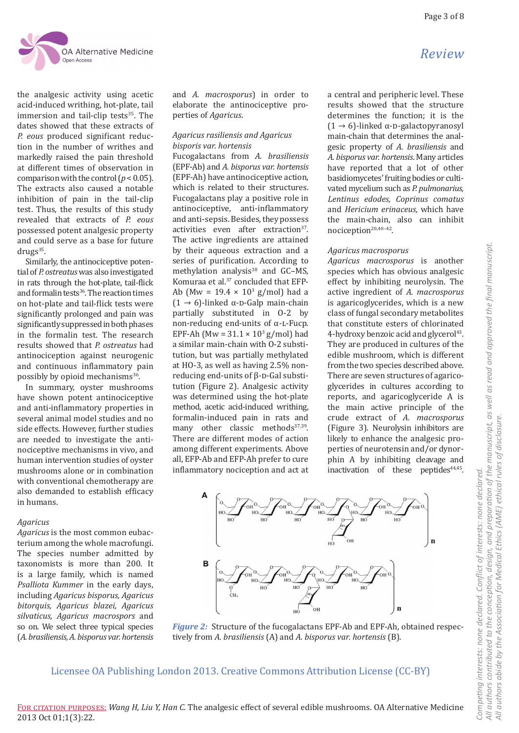the analgesic activity using acetic acid-induced writhing, hot-plate, tail immersion and tail-clip tests[35]. The dates showed that these extracts of *P. eous* produced significant reduction in the number of writhes and markedly raised the pain threshold at different times of observation in comparison with the control ($p < 0.05$). The extracts also caused a notable inhibition of pain in the tail-clip test. Thus, the results of this study revealed that extracts of *P. eous* possessed potent analgesic property and could serve as a base for future drugs[35].

Similarly, the antinociceptive potential of *P. ostreatus* was also investigated in rats through the hot-plate, tail-flick and formalin tests[36]. The reaction times on hot-plate and tail-flick tests were significantly prolonged and pain was significantly suppressed in both phases in the formalin test. The research results showed that *P. ostreatus* had antinociception against neurogenic and continuous inflammatory pain possibly by opioid mechanisms[36].

In summary, oyster mushrooms have shown potent antinociceptive and anti-inflammatory properties in several animal model studies and no side effects. However, further studies are needed to investigate the antinociceptive mechanisms in vivo, and human intervention studies of oyster mushrooms alone or in combination with conventional chemotherapy are also demanded to establish efficacy in humans.

### *Agaricus*

*Agaricus* is the most common eubacterium among the whole macrofungi. The species number admitted by taxonomists is more than 200. It is a large family, which is named *Psalliota Kummer* in the early days, including *Agaricus bisporus, Agaricus bitorquis, Agaricus blazei, Agaricus silvaticus, Agaricus macrospors* and so on. We select three typical species (*A. brasiliensis, A. bisporus var. hortensis* and *A. macrosporus*) in order to elaborate the antinociceptive properties of *Agaricus*.

#### *Agaricus rasiliensis and Agaricus bisporis var. hortensis*

Fucogalactans from *A. brasiliensis* (EPF-Ab) and *A. bisporus var. hortensis* (EPF-Ah) have antinociceptive action, which is related to their structures. Fucogalactans play a positive role in antinociceptive, anti-inflammatory and anti-sepsis. Besides, they possess activities even after extraction[37]. The active ingredients are attained by their aqueous extraction and a series of purification. According to methylation analysis[38] and GC–MS, Komuraa et al.[37] concluded that EPF-Ab (Mw = 19.4 × $10^3$ g/mol) had a (1 → 6)-linked α-D-Galp main-chain partially substituted in O-2 by non-reducing end-units of α-L-Fucp. EPF-Ah (Mw = 31.1 × $10^3$ g/mol) had a similar main-chain with O-2 substitution, but was partially methylated at HO-3, as well as having 2.5% non-reducing end-units of β-D-Gal substitution (Figure 2). Analgesic activity was determined using the hot-plate method, acetic acid-induced writhing, formalin-induced pain in rats and many other classic methods[37,39]. There are different modes of action among different experiments. Above all, EFP-Ab and EFP-Ah prefer to cure inflammatory nociception and act at a central and peripheric level. These results showed that the structure determines the function; it is the (1 → 6)-linked α-D-galactopyranosyl main-chain that determines the analgesic property of *A. brasiliensis* and *A. bisporus var. hortensis*. Many articles have reported that a lot of other basidiomycetes' fruiting bodies or cultivated mycelium such as *P. pulmonarius, Lentinus edodes, Coprinus comatus* and *Hericium erinaceus,* which have the main-chain, also can inhibit nociception[20,40–42].

#### *Agaricus macrosporus*

*Agaricus macrosporus* is another species which has obvious analgesic effect by inhibiting neurolysin. The active ingredient of *A. macrosporus* is agaricoglycerides, which is a new class of fungal secondary metabolites that constitute esters of chlorinated 4-hydroxy benzoic acid and glycerol[43]. They are produced in cultures of the edible mushroom, which is different from the two species described above. There are seven structures of agaricoglycerides in cultures according to reports, and agaricoglyceride A is the main active principle of the crude extract of *A. macrosporus* (Figure 3). Neurolysin inhibitors are likely to enhance the analgesic properties of neurotensin and/or dynorphin A by inhibiting cleavage and inactivation of these peptides[44,45].

*Figure 2:* Structure of the fucogalactans EPF-Ab and EPF-Ah, obtained respectively from *A. brasiliensis* (A) and *A. bisporus var. hortensis* (B).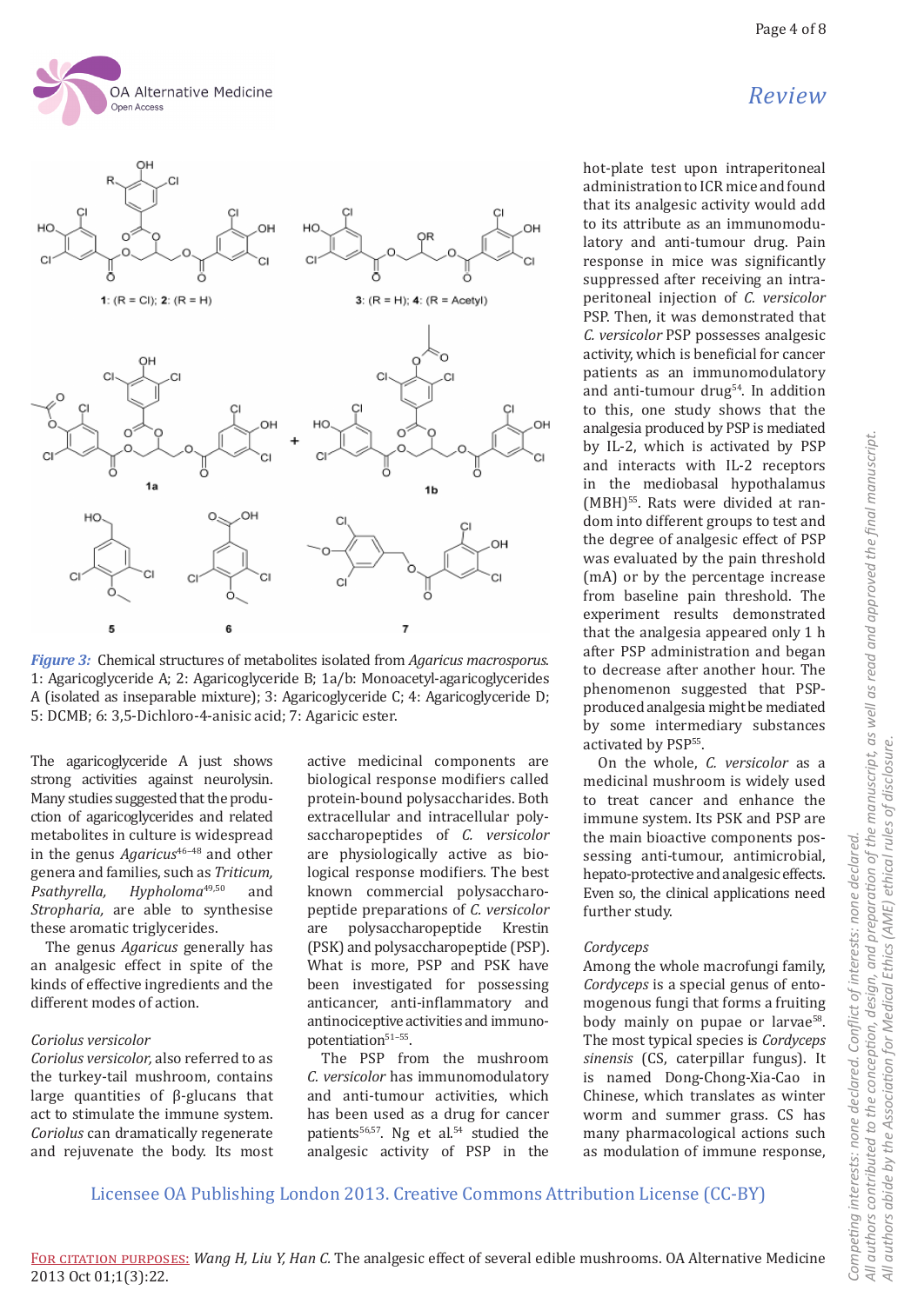*Figure 3:* Chemical structures of metabolites isolated from *Agaricus macrosporus.* 1: Agaricoglyceride A; 2: Agaricoglyceride B; 1a/b: Monoacetyl-agaricoglycerides A (isolated as inseparable mixture); 3: Agaricoglyceride C; 4: Agaricoglyceride D; 5: DCMB; 6: 3,5-Dichloro-4-anisic acid; 7: Agaricic ester.

The agaricoglyceride A just shows strong activities against neurolysin. Many studies suggested that the production of agaricoglycerides and related metabolites in culture is widespread in the genus *Agaricus*[46–48] and other genera and families, such as *Triticum, Psathyrella, Hypholoma*[49,50] and *Stropharia,* are able to synthesise these aromatic triglycerides.

The genus *Agaricus* generally has an analgesic effect in spite of the kinds of effective ingredients and the different modes of action.

### Coriolus versicolor

*Coriolus versicolor,* also referred to as the turkey-tail mushroom, contains large quantities of β-glucans that act to stimulate the immune system. *Coriolus* can dramatically regenerate and rejuvenate the body. Its most active medicinal components are biological response modifiers called protein-bound polysaccharides. Both extracellular and intracellular polysaccharopeptides of *C. versicolor* are physiologically active as biological response modifiers. The best known commercial polysaccharopeptide preparations of *C. versicolor* are polysaccharopeptide Krestin (PSK) and polysaccharopeptide (PSP). What is more, PSP and PSK have been investigated for possessing anticancer, anti-inflammatory and antinociceptive activities and immunopotentiation[51–55].

The PSP from the mushroom *C. versicolor* has immunomodulatory and anti-tumour activities, which has been used as a drug for cancer patients[56,57]. Ng et al.[54] studied the analgesic activity of PSP in the hot-plate test upon intraperitoneal administration to ICR mice and found that its analgesic activity would add to its attribute as an immunomodulatory and anti-tumour drug. Pain response in mice was significantly suppressed after receiving an intraperitoneal injection of *C. versicolor* PSP. Then, it was demonstrated that *C. versicolor* PSP possesses analgesic activity, which is beneficial for cancer patients as an immunomodulatory and anti-tumour drug[54]. In addition to this, one study shows that the analgesia produced by PSP is mediated by IL-2, which is activated by PSP and interacts with IL-2 receptors in the mediobasal hypothalamus (MBH)[55]. Rats were divided at random into different groups to test and the degree of analgesic effect of PSP was evaluated by the pain threshold (mA) or by the percentage increase from baseline pain threshold. The experiment results demonstrated that the analgesia appeared only 1 h after PSP administration and began to decrease after another hour. The phenomenon suggested that PSP-produced analgesia might be mediated by some intermediary substances activated by PSP[55].

On the whole, *C. versicolor* as a medicinal mushroom is widely used to treat cancer and enhance the immune system. Its PSK and PSP are the main bioactive components possessing anti-tumour, antimicrobial, hepato-protective and analgesic effects. Even so, the clinical applications need further study.

### Cordyceps

Among the whole macrofungi family, *Cordyceps* is a special genus of entomogenous fungi that forms a fruiting body mainly on pupae or larvae[58]. The most typical species is *Cordyceps sinensis* (CS, caterpillar fungus). It is named Dong-Chong-Xia-Cao in Chinese, which translates as winter worm and summer grass. CS has many pharmacological actions such as modulation of immune response,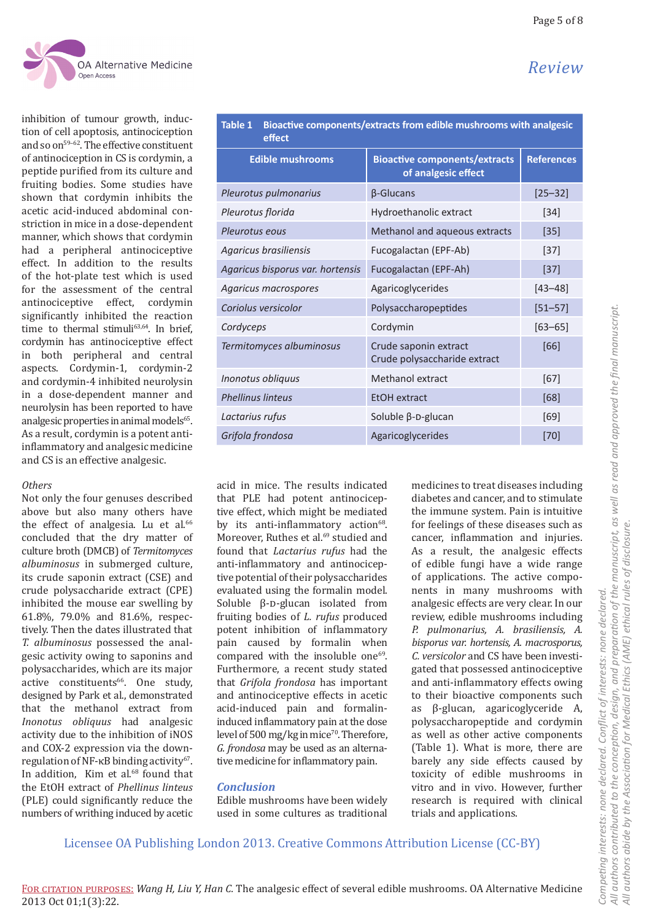inhibition of tumour growth, induction of cell apoptosis, antinociception and so on[59–62]. The effective constituent of antinociception in CS is cordymin, a peptide purified from its culture and fruiting bodies. Some studies have shown that cordymin inhibits the acetic acid-induced abdominal constriction in mice in a dose-dependent manner, which shows that cordymin had a peripheral antinociceptive effect. In addition to the results of the hot-plate test which is used for the assessment of the central antinociceptive effect, cordymin significantly inhibited the reaction time to thermal stimuli[63,64]. In brief, cordymin has antinociceptive effect in both peripheral and central aspects. Cordymin-1, cordymin-2 and cordymin-4 inhibited neurolysin in a dose-dependent manner and neurolysin has been reported to have analgesic properties in animal models[65]. As a result, cordymin is a potent anti-inflammatory and analgesic medicine and CS is an effective analgesic.

*Others*

Not only the four genuses described above but also many others have the effect of analgesia. Lu et al.[66] concluded that the dry matter of culture broth (DMCB) of *Termitomyces albuminosus* in submerged culture, its crude saponin extract (CSE) and crude polysaccharide extract (CPE) inhibited the mouse ear swelling by 61.8%, 79.0% and 81.6%, respectively. Then the dates illustrated that *T. albuminosus* possessed the analgesic activity owing to saponins and polysaccharides, which are its major active constituents[66]. One study, designed by Park et al., demonstrated that the methanol extract from *Inonotus obliquus* had analgesic activity due to the inhibition of iNOS and COX-2 expression via the down-regulation of NF-κB binding activity[67]. In addition, Kim et al.[68] found that the EtOH extract of *Phellinus linteus* (PLE) could significantly reduce the numbers of writhing induced by acetic acid in mice. The results indicated that PLE had potent antinociceptive effect, which might be mediated by its anti-inflammatory action[68]. Moreover, Ruthes et al.[69] studied and found that *Lactarius rufus* had the anti-inflammatory and antinociceptive potential of their polysaccharides evaluated using the formalin model. Soluble β-D-glucan isolated from fruiting bodies of *L. rufus* produced potent inhibition of inflammatory pain caused by formalin when compared with the insoluble one[69]. Furthermore, a recent study stated that *Grifola frondosa* has important anti-inflammatory and antinociceptive effects in acetic acid-induced pain and formalin-induced inflammatory pain at the dose level of 500 mg/kg in mice[70]. Therefore, *G. frondosa* may be used as an alternative medicine for inflammatory pain.

**Table 1 Bioactive components/extracts from edible mushrooms with analgesic effect**

| Edible mushrooms | Bioactive components/extracts of analgesic effect | References |
|---|---|---|
| *Pleurotus pulmonarius* | β-Glucans | [25–32] |
| *Pleurotus florida* | Hydroethanolic extract | [34] |
| *Pleurotus eous* | Methanol and aqueous extracts | [35] |
| *Agaricus brasiliensis* | Fucogalactan (EPF-Ab) | [37] |
| *Agaricus bisporus var. hortensis* | Fucogalactan (EPF-Ah) | [37] |
| *Agaricus macrospores* | Agaricoglycerides | [43–48] |
| *Coriolus versicolor* | Polysaccharopeptides | [51–57] |
| *Cordyceps* | Cordymin | [63–65] |
| *Termitomyces albuminosus* | Crude saponin extract<br>Crude polysaccharide extract | [66] |
| *Inonotus obliquus* | Methanol extract | [67] |
| *Phellinus linteus* | EtOH extract | [68] |
| *Lactarius rufus* | Soluble β-D-glucan | [69] |
| *Grifola frondosa* | Agaricoglycerides | [70] |

## Conclusion

Edible mushrooms have been widely used in some cultures as traditional medicines to treat diseases including diabetes and cancer, and to stimulate the immune system. Pain is intuitive for feelings of these diseases such as cancer, inflammation and injuries. As a result, the analgesic effects of edible fungi have a wide range of applications. The active components in many mushrooms with analgesic effects are very clear. In our review, edible mushrooms including *P. pulmonarius, A. brasiliensis, A. bisporus var. hortensis, A. macrosporus, C. versicolor* and CS have been investigated that possessed antinociceptive and anti-inflammatory effects owing to their bioactive components such as β-glucan, agaricoglyceride A, polysaccharopeptide and cordymin as well as other active components (Table 1). What is more, there are barely any side effects caused by toxicity of edible mushrooms in vitro and in vivo. However, further research is required with clinical trials and applications.

Competing interests: none declared. Conflict of interests: none declared.
All authors contributed to the conception, design, and preparation of the manuscript, as well as read and approved the final manuscript.
All authors abide by the Association for Medical Ethics (AME) ethical rules of disclosure.

Licensee OA Publishing London 2013. Creative Commons Attribution License (CC-BY)

For citation purposes: *Wang H, Liu Y, Han C.* The analgesic effect of several edible mushrooms. OA Alternative Medicine 2013 Oct 01;1(3):22.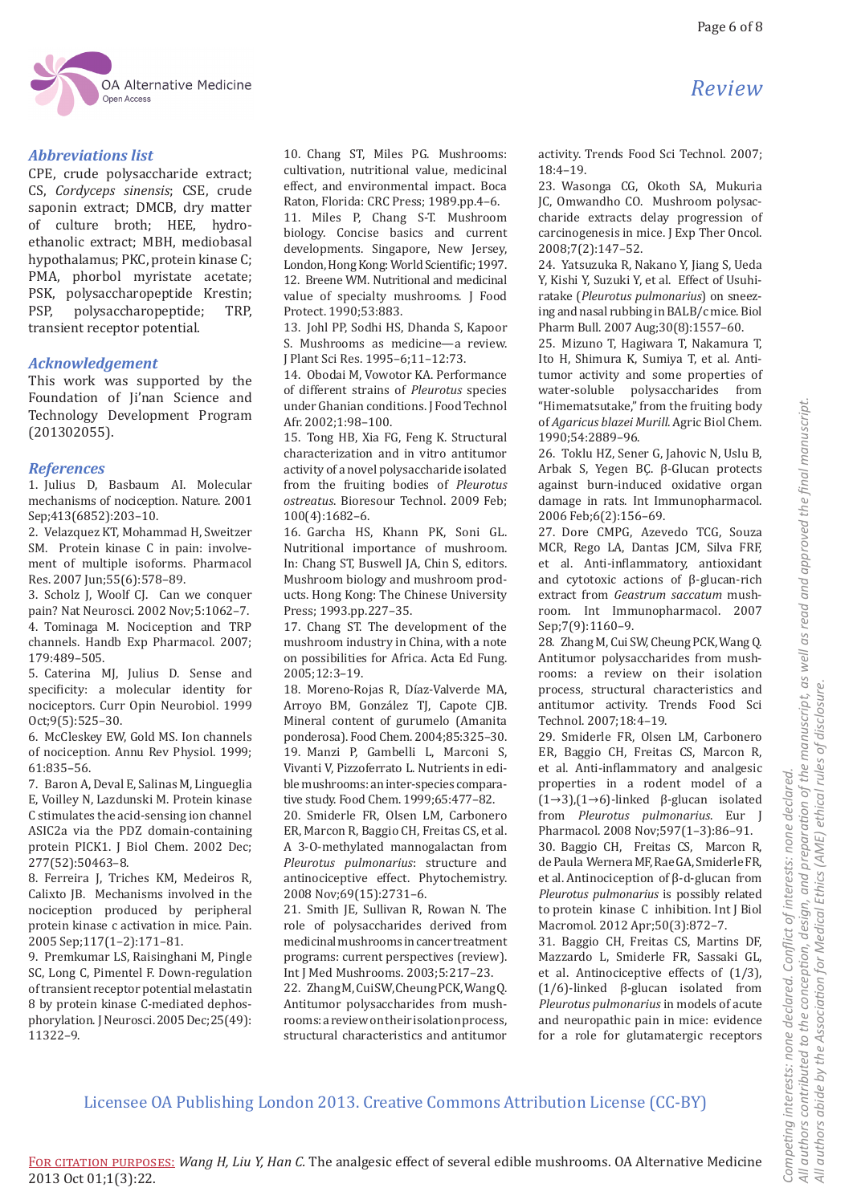## Abbreviations list

CPE, crude polysaccharide extract; CS, *Cordyceps sinensis*; CSE, crude saponin extract; DMCB, dry matter of culture broth; HEE, hydroethanolic extract; MBH, mediobasal hypothalamus; PKC, protein kinase C; PMA, phorbol myristate acetate; PSK, polysaccharopeptide Krestin; PSP, polysaccharopeptide; TRP, transient receptor potential.

## Acknowledgement

This work was supported by the Foundation of Ji'nan Science and Technology Development Program (201302055).

## References

1. Julius D, Basbaum AI. Molecular mechanisms of nociception. Nature. 2001 Sep;413(6852):203–10.
2. Velazquez KT, Mohammad H, Sweitzer SM. Protein kinase C in pain: involvement of multiple isoforms. Pharmacol Res. 2007 Jun;55(6):578–89.
3. Scholz J, Woolf CJ. Can we conquer pain? Nat Neurosci. 2002 Nov;5:1062–7.
4. Tominaga M. Nociception and TRP channels. Handb Exp Pharmacol. 2007;179:489–505.
5. Caterina MJ, Julius D. Sense and specificity: a molecular identity for nociceptors. Curr Opin Neurobiol. 1999 Oct;9(5):525–30.
6. McCleskey EW, Gold MS. Ion channels of nociception. Annu Rev Physiol. 1999;61:835–56.
7. Baron A, Deval E, Salinas M, Lingueglia E, Voilley N, Lazdunski M. Protein kinase C stimulates the acid-sensing ion channel ASIC2a via the PDZ domain-containing protein PICK1. J Biol Chem. 2002 Dec;277(52):50463–8.
8. Ferreira J, Triches KM, Medeiros R, Calixto JB. Mechanisms involved in the nociception produced by peripheral protein kinase c activation in mice. Pain. 2005 Sep;117(1–2):171–81.
9. Premkumar LS, Raisinghani M, Pingle SC, Long C, Pimentel F. Down-regulation of transient receptor potential melastatin 8 by protein kinase C-mediated dephosphorylation. J Neurosci. 2005 Dec;25(49):11322–9.
10. Chang ST, Miles PG. Mushrooms: cultivation, nutritional value, medicinal effect, and environmental impact. Boca Raton, Florida: CRC Press; 1989.pp.4–6.
11. Miles P, Chang S-T. Mushroom biology. Concise basics and current developments. Singapore, New Jersey, London, Hong Kong: World Scientific; 1997.
12. Breene WM. Nutritional and medicinal value of specialty mushrooms. J Food Protect. 1990;53:883.
13. Johl PP, Sodhi HS, Dhanda S, Kapoor S. Mushrooms as medicine—a review. J Plant Sci Res. 1995–6;11–12:73.
14. Obodai M, Vowotor KA. Performance of different strains of *Pleurotus* species under Ghanian conditions. J Food Technol Afr. 2002;1:98–100.
15. Tong HB, Xia FG, Feng K. Structural characterization and in vitro antitumor activity of a novel polysaccharide isolated from the fruiting bodies of *Pleurotus ostreatus*. Bioresour Technol. 2009 Feb;100(4):1682–6.
16. Garcha HS, Khann PK, Soni GL. Nutritional importance of mushroom. In: Chang ST, Buswell JA, Chin S, editors. Mushroom biology and mushroom products. Hong Kong: The Chinese University Press; 1993.pp.227–35.
17. Chang ST. The development of the mushroom industry in China, with a note on possibilities for Africa. Acta Ed Fung. 2005;12:3–19.
18. Moreno-Rojas R, Díaz-Valverde MA, Arroyo BM, González TJ, Capote CJB. Mineral content of gurumelo (Amanita ponderosa). Food Chem. 2004;85:325–30.
19. Manzi P, Gambelli L, Marconi S, Vivanti V, Pizzoferrato L. Nutrients in edible mushrooms: an inter-species comparative study. Food Chem. 1999;65:477–82.
20. Smiderle FR, Olsen LM, Carbonero ER, Marcon R, Baggio CH, Freitas CS, et al. A 3-O-methylated mannogalactan from *Pleurotus pulmonarius*: structure and antinociceptive effect. Phytochemistry. 2008 Nov;69(15):2731–6.
21. Smith JE, Sullivan R, Rowan N. The role of polysaccharides derived from medicinal mushrooms in cancer treatment programs: current perspectives (review). Int J Med Mushrooms. 2003;5:217–23.
22. Zhang M, Cui SW, Cheung PCK, Wang Q. Antitumor polysaccharides from mushrooms: a review on their isolation process, structural characteristics and antitumor activity. Trends Food Sci Technol. 2007;18:4–19.
23. Wasonga CG, Okoth SA, Mukuria JC, Omwandho CO. Mushroom polysaccharide extracts delay progression of carcinogenesis in mice. J Exp Ther Oncol. 2008;7(2):147–52.
24. Yatsuzuka R, Nakano Y, Jiang S, Ueda Y, Kishi Y, Suzuki Y, et al. Effect of Usuhiratake (*Pleurotus pulmonarius*) on sneezing and nasal rubbing in BALB/c mice. Biol Pharm Bull. 2007 Aug;30(8):1557–60.
25. Mizuno T, Hagiwara T, Nakamura T, Ito H, Shimura K, Sumiya T, et al. Antitumor activity and some properties of water-soluble polysaccharides from "Himematsutake," from the fruiting body of *Agaricus blazei Murill*. Agric Biol Chem. 1990;54:2889–96.
26. Toklu HZ, Sener G, Jahovic N, Uslu B, Arbak S, Yegen BÇ. β-Glucan protects against burn-induced oxidative organ damage in rats. Int Immunopharmacol. 2006 Feb;6(2):156–69.
27. Dore CMPG, Azevedo TCG, Souza MCR, Rego LA, Dantas JCM, Silva FRF, et al. Anti-inflammatory, antioxidant and cytotoxic actions of β-glucan-rich extract from *Geastrum saccatum* mushroom. Int Immunopharmacol. 2007 Sep;7(9):1160–9.
28. Zhang M, Cui SW, Cheung PCK, Wang Q. Antitumor polysaccharides from mushrooms: a review on their isolation process, structural characteristics and antitumor activity. Trends Food Sci Technol. 2007;18:4–19.
29. Smiderle FR, Olsen LM, Carbonero ER, Baggio CH, Freitas CS, Marcon R, et al. Anti-inflammatory and analgesic properties in a rodent model of a (1→3),(1→6)-linked β-glucan isolated from *Pleurotus pulmonarius*. Eur J Pharmacol. 2008 Nov;597(1–3):86–91.
30. Baggio CH, Freitas CS, Marcon R, de Paula Werner MF, Rae GA, Smiderle FR, et al. Antinociception of β-d-glucan from *Pleurotus pulmonarius* is possibly related to protein kinase C inhibition. Int J Biol Macromol. 2012 Apr;50(3):872–7.
31. Baggio CH, Freitas CS, Martins DF, Mazzardo L, Smiderle FR, Sassaki GL, et al. Antinociceptive effects of (1/3),(1/6)-linked β-glucan isolated from *Pleurotus pulmonarius* in models of acute and neuropathic pain in mice: evidence for a role for glutamatergic receptors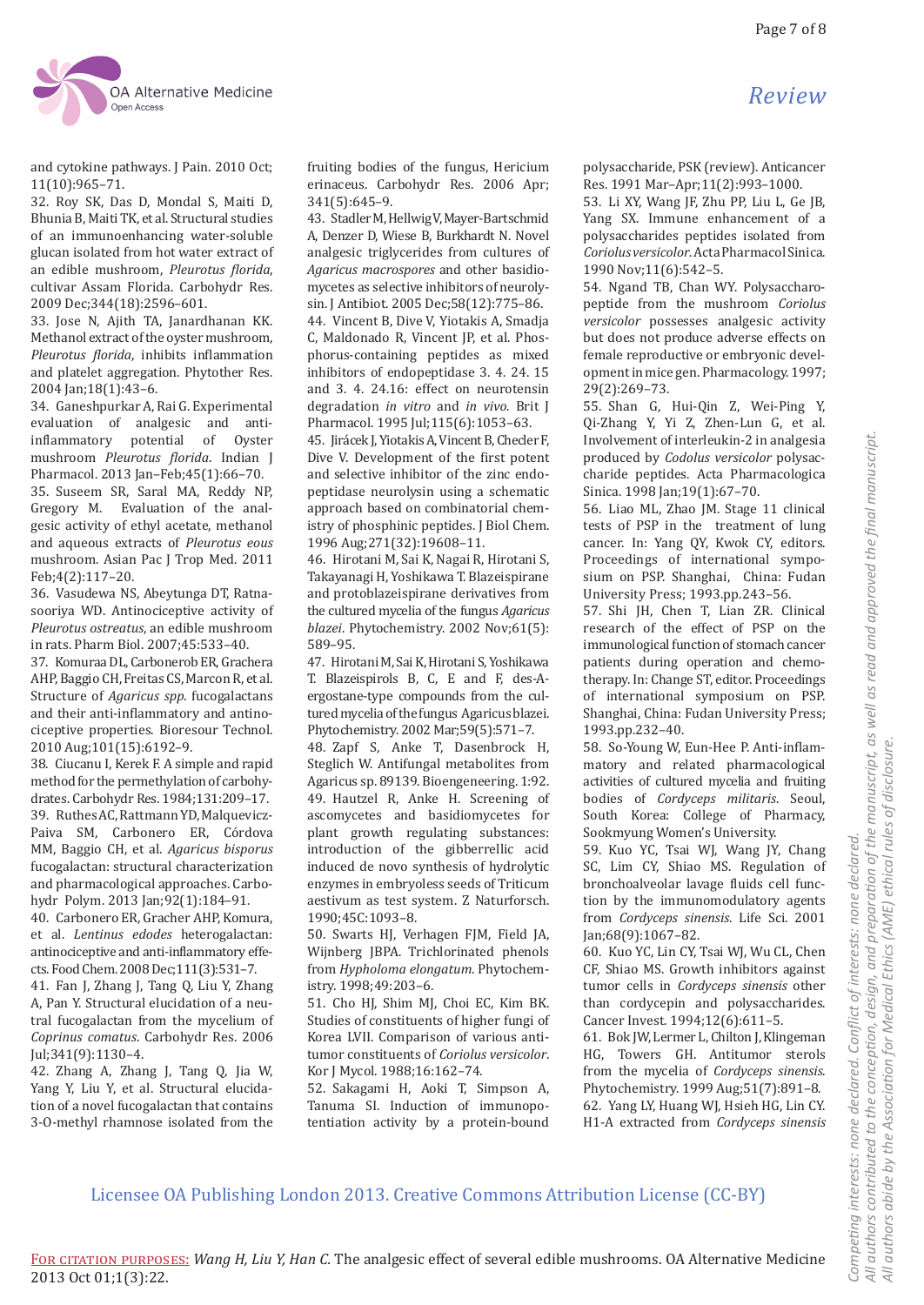and cytokine pathways. J Pain. 2010 Oct; 11(10):965–71.

32. Roy SK, Das D, Mondal S, Maiti D, Bhunia B, Maiti TK, et al. Structural studies of an immunoenhancing water-soluble glucan isolated from hot water extract of an edible mushroom, *Pleurotus florida*, cultivar Assam Florida. Carbohydr Res. 2009 Dec;344(18):2596–601.

33. Jose N, Ajith TA, Janardhanan KK. Methanol extract of the oyster mushroom, *Pleurotus florida*, inhibits inflammation and platelet aggregation. Phytother Res. 2004 Jan;18(1):43–6.

34. Ganeshpurkar A, Rai G. Experimental evaluation of analgesic and anti-inflammatory potential of Oyster mushroom *Pleurotus florida*. Indian J Pharmacol. 2013 Jan–Feb;45(1):66–70.

35. Suseem SR, Saral MA, Reddy NP, Gregory M. Evaluation of the analgesic activity of ethyl acetate, methanol and aqueous extracts of *Pleurotus eous* mushroom. Asian Pac J Trop Med. 2011 Feb;4(2):117–20.

36. Vasudewa NS, Abeytunga DT, Ratnasooriya WD. Antinociceptive activity of *Pleurotus ostreatus*, an edible mushroom in rats. Pharm Biol. 2007;45:533–40.

37. Komuraa DL, Carbonerob ER, Grachera AHP, Baggio CH, Freitas CS, Marcon R, et al. Structure of *Agaricus spp*. fucogalactans and their anti-inflammatory and antinociceptive properties. Bioresour Technol. 2010 Aug;101(15):6192–9.

38. Ciucanu I, Kerek F. A simple and rapid method for the permethylation of carbohydrates. Carbohydr Res. 1984;131:209–17.

39. Ruthes AC, Rattmann YD, Malquevicz-Paiva SM, Carbonero ER, Córdova MM, Baggio CH, et al. *Agaricus bisporus* fucogalactan: structural characterization and pharmacological approaches. Carbohydr Polym. 2013 Jan;92(1):184–91.

40. Carbonero ER, Gracher AHP, Komura, et al. *Lentinus edodes* heterogalactan: antinociceptive and anti-inflammatory effects. Food Chem. 2008 Dec;111(3):531–7.

41. Fan J, Zhang J, Tang Q, Liu Y, Zhang A, Pan Y. Structural elucidation of a neutral fucogalactan from the mycelium of *Coprinus comatus*. Carbohydr Res. 2006 Jul;341(9):1130–4.

42. Zhang A, Zhang J, Tang Q, Jia W, Yang Y, Liu Y, et al. Structural elucidation of a novel fucogalactan that contains 3-O-methyl rhamnose isolated from the fruiting bodies of the fungus, Hericium erinaceus. Carbohydr Res. 2006 Apr; 341(5):645–9.

43. Stadler M, Hellwig V, Mayer-Bartschmid A, Denzer D, Wiese B, Burkhardt N. Novel analgesic triglycerides from cultures of *Agaricus macrospores* and other basidiomycetes as selective inhibitors of neurolysin. J Antibiot. 2005 Dec;58(12):775–86.

44. Vincent B, Dive V, Yiotakis A, Smadja C, Maldonado R, Vincent JP, et al. Phosphorus-containing peptides as mixed inhibitors of endopeptidase 3. 4. 24. 15 and 3. 4. 24.16: effect on neurotensin degradation *in vitro* and *in vivo*. Brit J Pharmacol. 1995 Jul;115(6):1053–63.

45. Jirácek J, Yiotakis A, Vincent B, Checler F, Dive V. Development of the first potent and selective inhibitor of the zinc endopeptidase neurolysin using a schematic approach based on combinatorial chemistry of phosphinic peptides. J Biol Chem. 1996 Aug;271(32):19608–11.

46. Hirotani M, Sai K, Nagai R, Hirotani S, Takayanagi H, Yoshikawa T. Blazeispirane and protoblazeispirane derivatives from the cultured mycelia of the fungus *Agaricus blazei*. Phytochemistry. 2002 Nov;61(5): 589–95.

47. Hirotani M, Sai K, Hirotani S, Yoshikawa T. Blazeispirols B, C, E and F, des-A-ergostane-type compounds from the cultured mycelia of the fungus Agaricus blazei. Phytochemistry. 2002 Mar;59(5):571–7.

48. Zapf S, Anke T, Dasenbrock H, Steglich W. Antifungal metabolites from Agaricus sp. 89139. Bioengeneering. 1:92.

49. Hautzel R, Anke H. Screening of ascomycetes and basidiomycetes for plant growth regulating substances: introduction of the gibberrellic acid induced de novo synthesis of hydrolytic enzymes in embryoless seeds of Triticum aestivum as test system. Z Naturforsch. 1990;45C:1093–8.

50. Swarts HJ, Verhagen FJM, Field JA, Wijnberg JBPA. Trichlorinated phenols from *Hypholoma elongatum*. Phytochemistry. 1998;49:203–6.

51. Cho HJ, Shim MJ, Choi EC, Kim BK. Studies of constituents of higher fungi of Korea LVII. Comparison of various antitumor constituents of *Coriolus versicolor*. Kor J Mycol. 1988;16:162–74.

52. Sakagami H, Aoki T, Simpson A, Tanuma SI. Induction of immunopotentiation activity by a protein-bound polysaccharide, PSK (review). Anticancer Res. 1991 Mar–Apr;11(2):993–1000.

53. Li XY, Wang JF, Zhu PP, Liu L, Ge JB, Yang SX. Immune enhancement of a polysaccharides peptides isolated from *Coriolus versicolor*. Acta Pharmacol Sinica. 1990 Nov;11(6):542–5.

54. Ngand TB, Chan WY. Polysaccharopeptide from the mushroom *Coriolus versicolor* possesses analgesic activity but does not produce adverse effects on female reproductive or embryonic development in mice gen. Pharmacology. 1997; 29(2):269–73.

55. Shan G, Hui-Qin Z, Wei-Ping Y, Qi-Zhang Y, Yi Z, Zhen-Lun G, et al. Involvement of interleukin-2 in analgesia produced by *Codolus versicolor* polysaccharide peptides. Acta Pharmacologica Sinica. 1998 Jan;19(1):67–70.

56. Liao ML, Zhao JM. Stage 11 clinical tests of PSP in the treatment of lung cancer. In: Yang QY, Kwok CY, editors. Proceedings of international symposium on PSP. Shanghai, China: Fudan University Press; 1993.pp.243–56.

57. Shi JH, Chen T, Lian ZR. Clinical research of the effect of PSP on the immunological function of stomach cancer patients during operation and chemotherapy. In: Change ST, editor. Proceedings of international symposium on PSP. Shanghai, China: Fudan University Press; 1993.pp.232–40.

58. So-Young W, Eun-Hee P. Anti-inflammatory and related pharmacological activities of cultured mycelia and fruiting bodies of *Cordyceps militaris*. Seoul, South Korea: College of Pharmacy, Sookmyung Women's University.

59. Kuo YC, Tsai WJ, Wang JY, Chang SC, Lim CY, Shiao MS. Regulation of bronchoalveolar lavage fluids cell function by the immunomodulatory agents from *Cordyceps sinensis*. Life Sci. 2001 Jan;68(9):1067–82.

60. Kuo YC, Lin CY, Tsai WJ, Wu CL, Chen CF, Shiao MS. Growth inhibitors against tumor cells in *Cordyceps sinensis* other than cordycepin and polysaccharides. Cancer Invest. 1994;12(6):611–5.

61. Bok JW, Lermer L, Chilton J, Klingeman HG, Towers GH. Antitumor sterols from the mycelia of *Cordyceps sinensis*. Phytochemistry. 1999 Aug;51(7):891–8.

62. Yang LY, Huang WJ, Hsieh HG, Lin CY. H1-A extracted from *Cordyceps sinensis*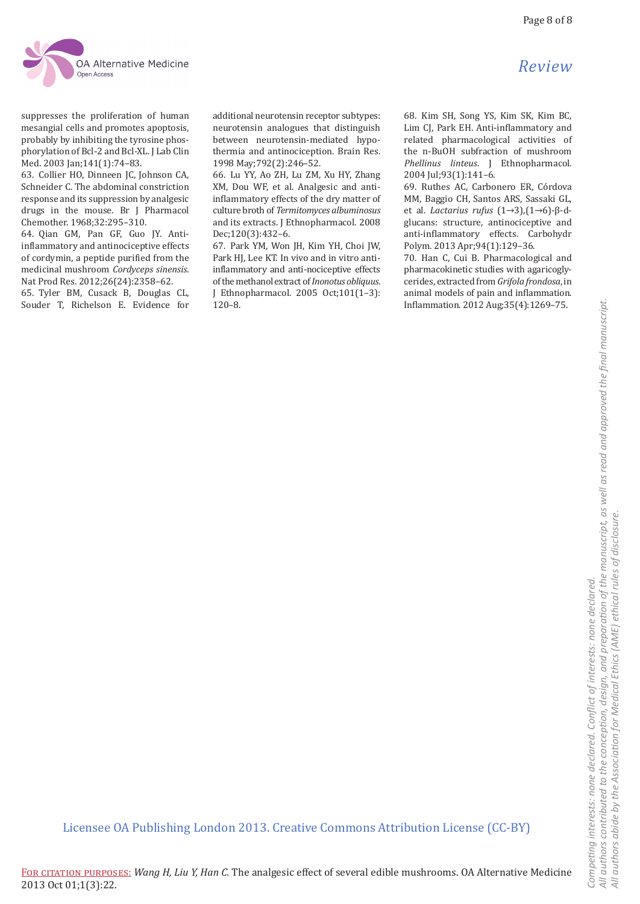suppresses the proliferation of human mesangial cells and promotes apoptosis, probably by inhibiting the tyrosine phosphorylation of Bcl-2 and Bcl-XL. J Lab Clin Med. 2003 Jan;141(1):74–83.

63. Collier HO, Dinneen JC, Johnson CA, Schneider C. The abdominal constriction response and its suppression by analgesic drugs in the mouse. Br J Pharmacol Chemother. 1968;32:295–310.

64. Qian GM, Pan GF, Guo JY. Anti-inflammatory and antinociceptive effects of cordymin, a peptide purified from the medicinal mushroom *Cordyceps sinensis*. Nat Prod Res. 2012;26(24):2358–62.

65. Tyler BM, Cusack B, Douglas CL, Souder T, Richelson E. Evidence for additional neurotensin receptor subtypes: neurotensin analogues that distinguish between neurotensin-mediated hypothermia and antinociception. Brain Res. 1998 May;792(2):246–52.

66. Lu YY, Ao ZH, Lu ZM, Xu HY, Zhang XM, Dou WF, et al. Analgesic and anti-inflammatory effects of the dry matter of culture broth of *Termitomyces albuminosus* and its extracts. J Ethnopharmacol. 2008 Dec;120(3):432–6.

67. Park YM, Won JH, Kim YH, Choi JW, Park HJ, Lee KT. In vivo and in vitro anti-inflammatory and anti-nociceptive effects of the methanol extract of *Inonotus obliquus*. J Ethnopharmacol. 2005 Oct;101(1–3): 120–8.

68. Kim SH, Song YS, Kim SK, Kim BC, Lim CJ, Park EH. Anti-inflammatory and related pharmacological activities of the n-BuOH subfraction of mushroom *Phellinus linteus*. J Ethnopharmacol. 2004 Jul;93(1):141–6.

69. Ruthes AC, Carbonero ER, Córdova MM, Baggio CH, Santos ARS, Sassaki GL, et al. *Lactarius rufus* (1→3),(1→6)-β-d-glucans: structure, antinociceptive and anti-inflammatory effects. Carbohydr Polym. 2013 Apr;94(1):129–36.

70. Han C, Cui B. Pharmacological and pharmacokinetic studies with agaricoglycerides, extracted from *Grifola frondosa*, in animal models of pain and inflammation. Inflammation. 2012 Aug;35(4):1269–75.

Licensee OA Publishing London 2013. Creative Commons Attribution License (CC-BY)

For citation purposes: *Wang H, Liu Y, Han C.* The analgesic effect of several edible mushrooms. OA Alternative Medicine 2013 Oct 01;1(3):22.

*Competing interests: none declared. Conflict of interests: none declared. All authors contributed to the conception, design, and preparation of the manuscript, as well as read and approved the final manuscript. All authors abide by the Association for Medical Ethics (AME) ethical rules of disclosure.*